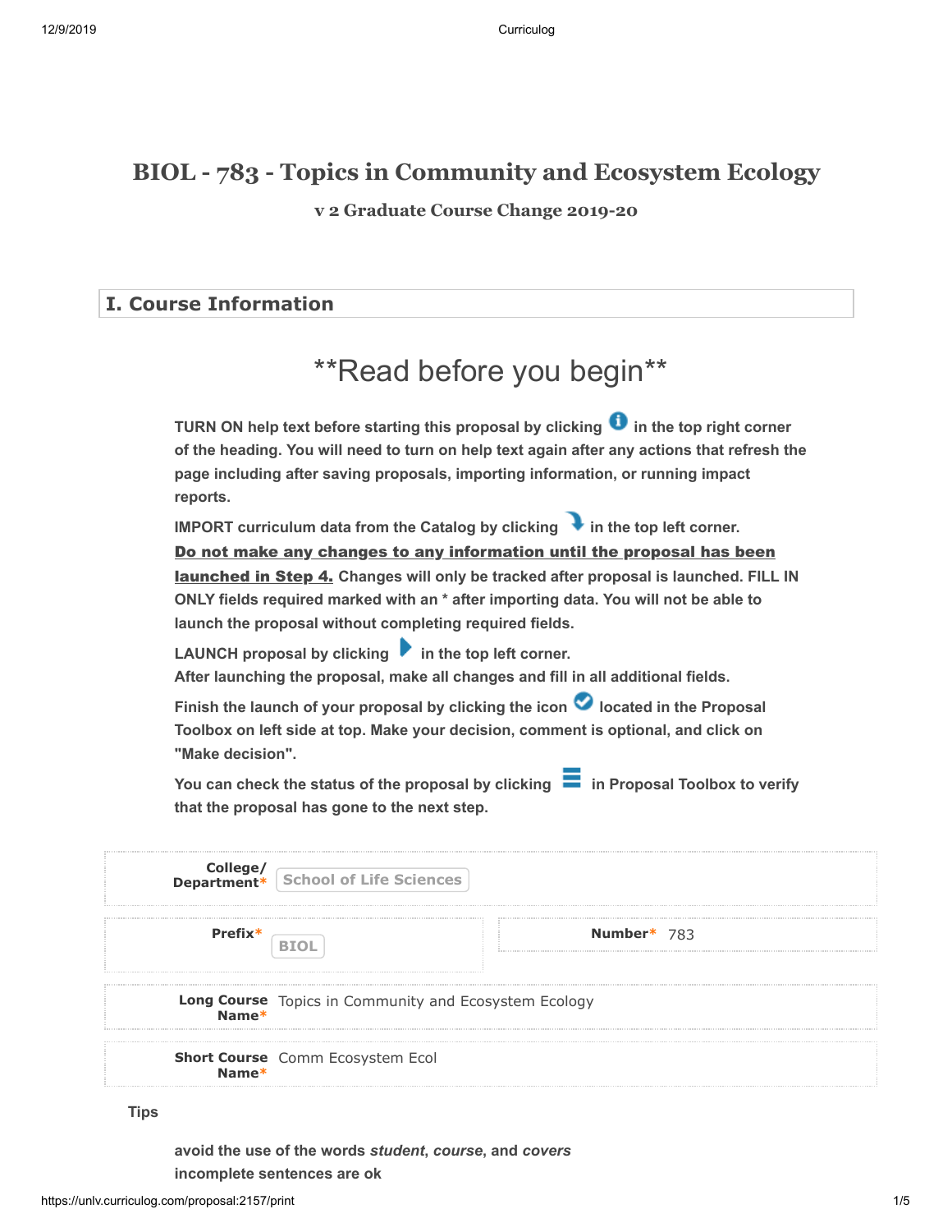# BIOL - 783 - Topics in Community and Ecosystem Ecology

### v 2 Graduate Course Change 2019-20

## I. Course Information

## **Read before you begin**

**TURN ON help text before starting this proposal by clicking in the top right corner of the heading. You will need to turn on help text again after any actions that refresh the page including after saving proposals, importing information, or running impact reports.**

**IMPORT curriculum data from the Catalog by clicking in the top left corner.** **<u>Do not make any changes to any information until the proposal has been launched in Step 4.</u>** **Changes will only be tracked after proposal is launched. FILL IN ONLY fields required marked with an * after importing data. You will not be able to launch the proposal without completing required fields.**

**LAUNCH proposal by clicking in the top left corner.**
**After launching the proposal, make all changes and fill in all additional fields.**

**Finish the launch of your proposal by clicking the icon located in the Proposal Toolbox on left side at top. Make your decision, comment is optional, and click on "Make decision".**

**You can check the status of the proposal by clicking in Proposal Toolbox to verify that the proposal has gone to the next step.**

**College/ Department*** School of Life Sciences

**Prefix*** BIOL

**Number*** 783

**Long Course Name*** Topics in Community and Ecosystem Ecology

**Short Course Name*** Comm Ecosystem Ecol

Tips

**avoid the use of the words *student*, *course*, and *covers***
**incomplete sentences are ok**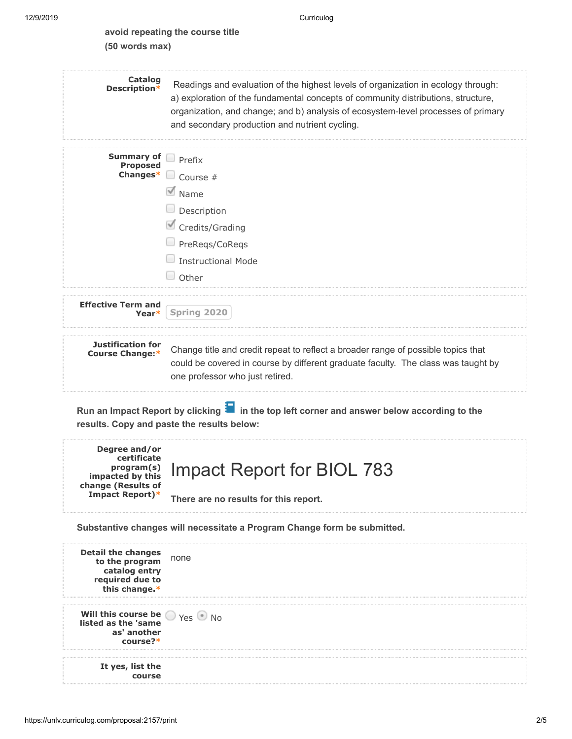**avoid repeating the course title (50 words max)**

| | |
|---|---|
| **Catalog Description*** | Readings and evaluation of the highest levels of organization in ecology through: a) exploration of the fundamental concepts of community distributions, structure, organization, and change; and b) analysis of ecosystem-level processes of primary and secondary production and nutrient cycling. |

**Summary of Proposed Changes***

- [ ] Prefix
- [ ] Course #
- [x] Name
- [ ] Description
- [x] Credits/Grading
- [ ] PreReqs/CoReqs
- [ ] Instructional Mode
- [ ] Other

**Effective Term and Year***: Spring 2020

**Justification for Course Change:***: Change title and credit repeat to reflect a broader range of possible topics that could be covered in course by different graduate faculty. The class was taught by one professor who just retired.

**Run an Impact Report by clicking in the top left corner and answer below according to the results. Copy and paste the results below:**

**Degree and/or certificate program(s) impacted by this change (Results of Impact Report)***

# Impact Report for BIOL 783

**There are no results for this report.**

**Substantive changes will necessitate a Program Change form be submitted.**

**Detail the changes to the program catalog entry required due to this change.***: none

**Will this course be listed as the 'same as' another course?***

- ( ) Yes
- (•) No

**It yes, list the course**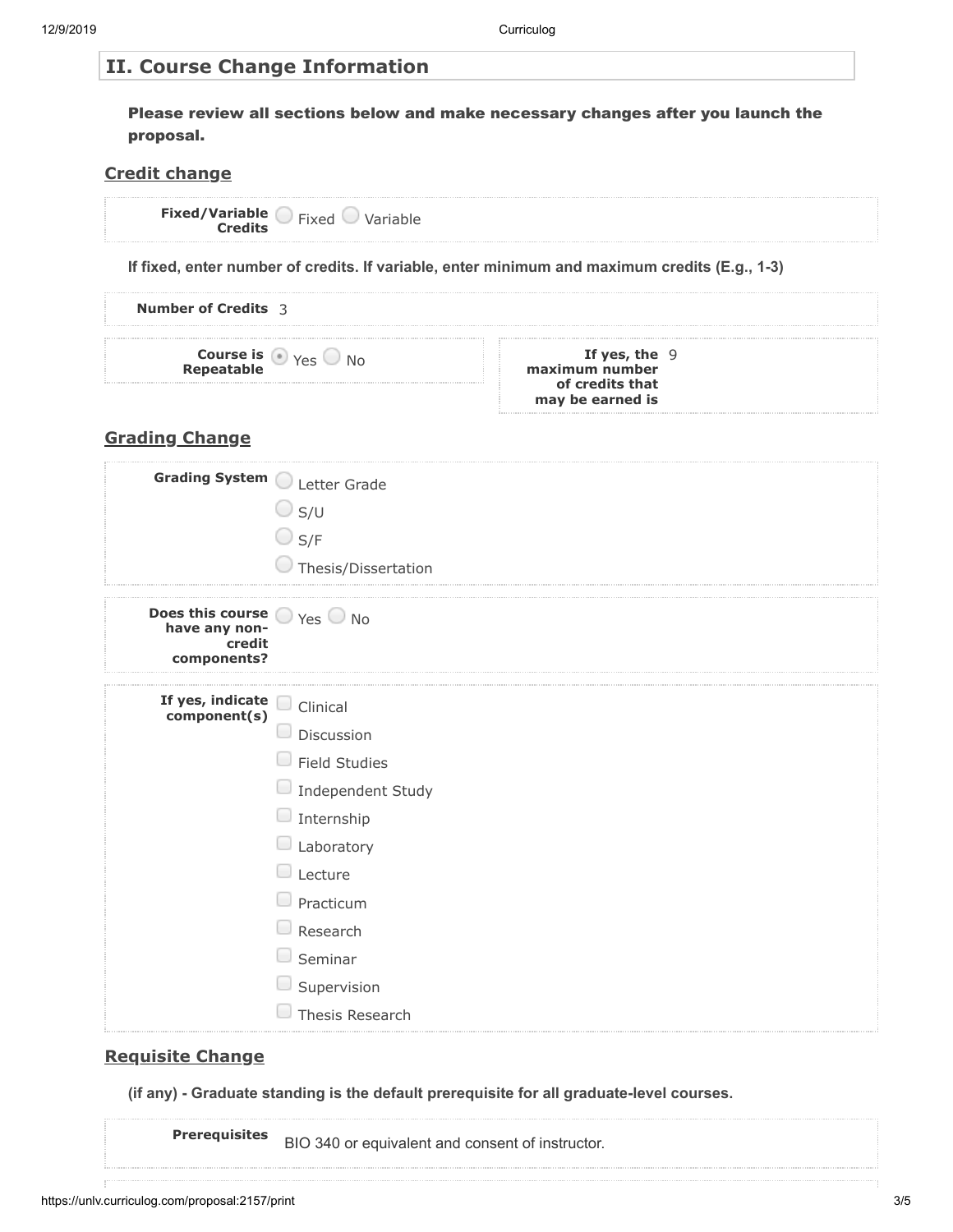## II. Course Change Information

**Please review all sections below and make necessary changes after you launch the proposal.**

### Credit change

**Fixed/Variable Credits** ○ Fixed ○ Variable

**If fixed, enter number of credits. If variable, enter minimum and maximum credits (E.g., 1-3)**

**Number of Credits** 3

**Course is Repeatable** ◉ Yes ○ No

**If yes, the maximum number of credits that may be earned is** 9

### Grading Change

**Grading System**
- ○ Letter Grade
- ○ S/U
- ○ S/F
- ○ Thesis/Dissertation

**Does this course have any non-credit components?** ○ Yes ○ No

**If yes, indicate component(s)**
- ☐ Clinical
- ☐ Discussion
- ☐ Field Studies
- ☐ Independent Study
- ☐ Internship
- ☐ Laboratory
- ☐ Lecture
- ☐ Practicum
- ☐ Research
- ☐ Seminar
- ☐ Supervision
- ☐ Thesis Research

### Requisite Change

**(if any) - Graduate standing is the default prerequisite for all graduate-level courses.**

**Prerequisites** BIO 340 or equivalent and consent of instructor.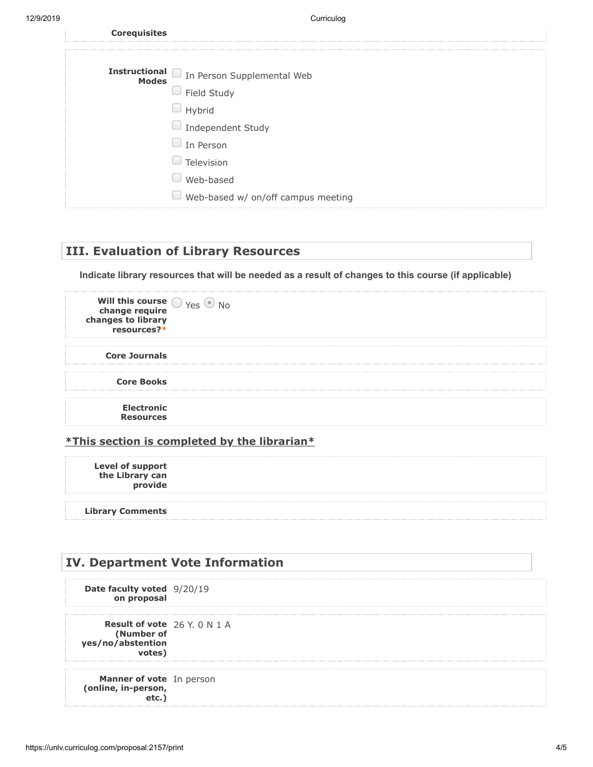**Corequisites**

**Instructional Modes**

- ☐ In Person Supplemental Web
- ☐ Field Study
- ☐ Hybrid
- ☐ Independent Study
- ☐ In Person
- ☐ Television
- ☐ Web-based
- ☐ Web-based w/ on/off campus meeting

## III. Evaluation of Library Resources

**Indicate library resources that will be needed as a result of changes to this course (if applicable)**

**Will this course change require changes to library resources?*** ○ Yes ◉ No

**Core Journals**

**Core Books**

**Electronic Resources**

**\*This section is completed by the librarian\***

**Level of support the Library can provide**

**Library Comments**

## IV. Department Vote Information

**Date faculty voted on proposal** 9/20/19

**Result of vote (Number of yes/no/abstention votes)** 26 Y. 0 N 1 A

**Manner of vote (online, in-person, etc.)** In person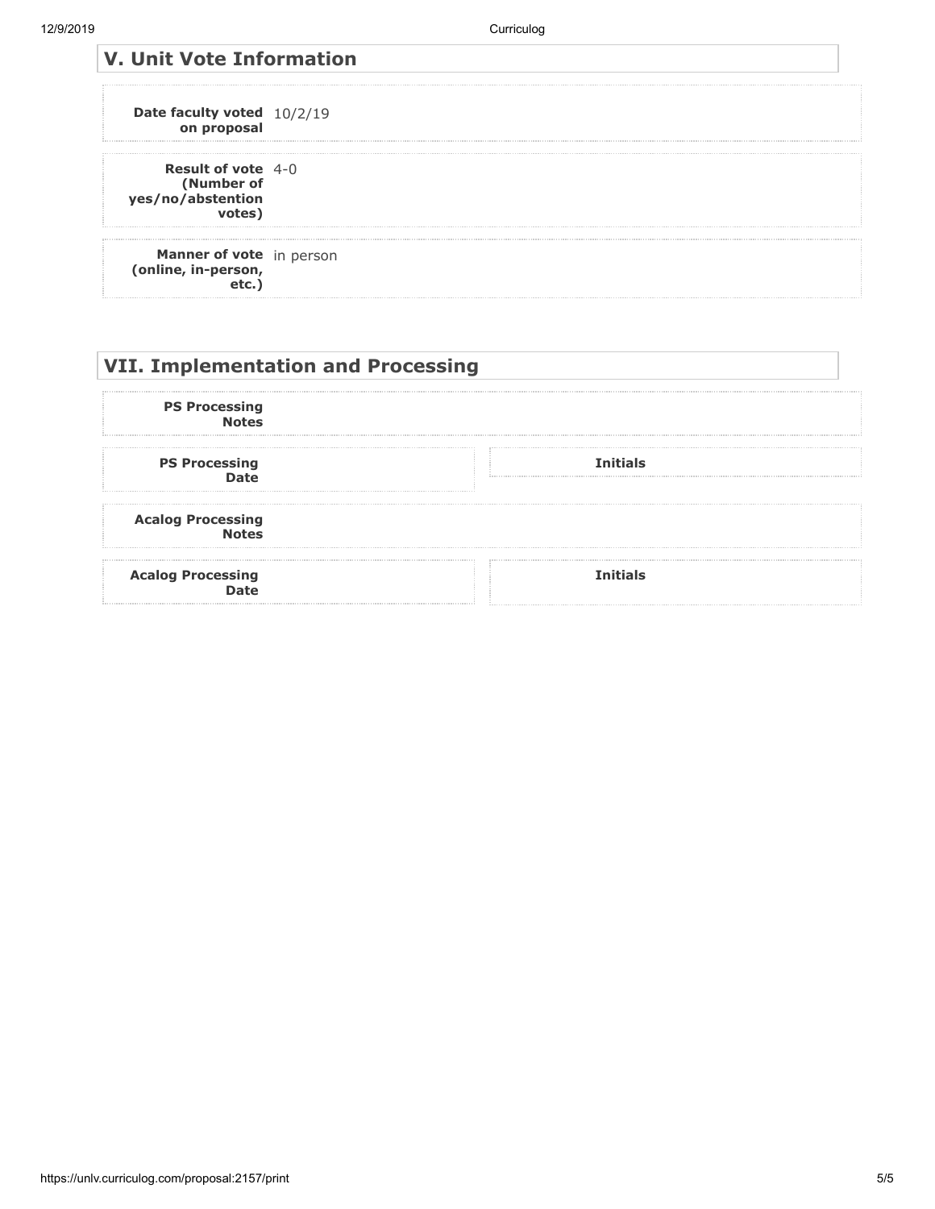## V. Unit Vote Information

| | |
|---|---|
| **Date faculty voted on proposal** | 10/2/19 |
| **Result of vote (Number of yes/no/abstention votes)** | 4-0 |
| **Manner of vote (online, in-person, etc.)** | in person |

## VII. Implementation and Processing

| | | | |
|---|---|---|---|
| **PS Processing Notes** | | | |
| **PS Processing Date** | | **Initials** | |
| **Acalog Processing Notes** | | | |
| **Acalog Processing Date** | | **Initials** | |